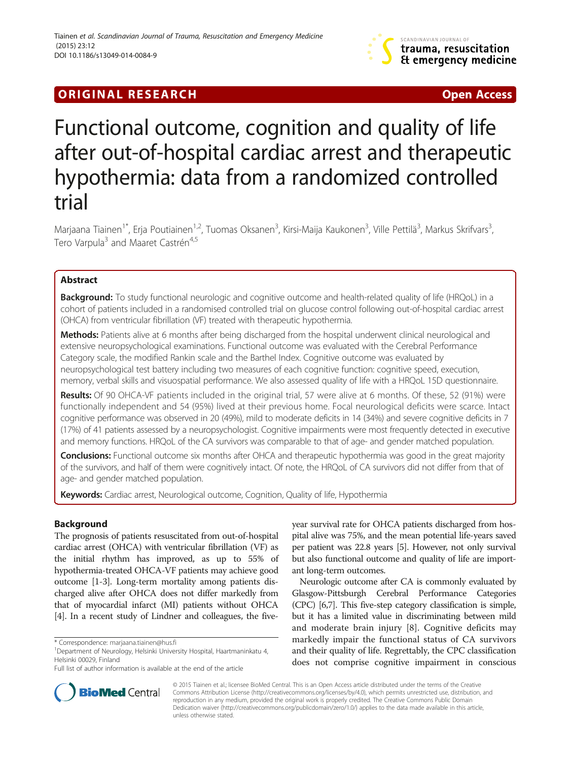ORIGINAL RESEARCH

Open Access

# Functional outcome, cognition and quality of life after out-of-hospital cardiac arrest and therapeutic hypothermia: data from a randomized controlled trial

Marjaana Tiainen[1*], Erja Poutiainen[1,2], Tuomas Oksanen[3], Kirsi-Maija Kaukonen[3], Ville Pettilä[3], Markus Skrifvars[3], Tero Varpula[3] and Maaret Castrén[4,5]

## Abstract

**Background:** To study functional neurologic and cognitive outcome and health-related quality of life (HRQoL) in a cohort of patients included in a randomised controlled trial on glucose control following out-of-hospital cardiac arrest (OHCA) from ventricular fibrillation (VF) treated with therapeutic hypothermia.

**Methods:** Patients alive at 6 months after being discharged from the hospital underwent clinical neurological and extensive neuropsychological examinations. Functional outcome was evaluated with the Cerebral Performance Category scale, the modified Rankin scale and the Barthel Index. Cognitive outcome was evaluated by neuropsychological test battery including two measures of each cognitive function: cognitive speed, execution, memory, verbal skills and visuospatial performance. We also assessed quality of life with a HRQoL 15D questionnaire.

**Results:** Of 90 OHCA-VF patients included in the original trial, 57 were alive at 6 months. Of these, 52 (91%) were functionally independent and 54 (95%) lived at their previous home. Focal neurological deficits were scarce. Intact cognitive performance was observed in 20 (49%), mild to moderate deficits in 14 (34%) and severe cognitive deficits in 7 (17%) of 41 patients assessed by a neuropsychologist. Cognitive impairments were most frequently detected in executive and memory functions. HRQoL of the CA survivors was comparable to that of age- and gender matched population.

**Conclusions:** Functional outcome six months after OHCA and therapeutic hypothermia was good in the great majority of the survivors, and half of them were cognitively intact. Of note, the HRQoL of CA survivors did not differ from that of age- and gender matched population.

**Keywords:** Cardiac arrest, Neurological outcome, Cognition, Quality of life, Hypothermia

## Background

The prognosis of patients resuscitated from out-of-hospital cardiac arrest (OHCA) with ventricular fibrillation (VF) as the initial rhythm has improved, as up to 55% of hypothermia-treated OHCA-VF patients may achieve good outcome [1-3]. Long-term mortality among patients discharged alive after OHCA does not differ markedly from that of myocardial infarct (MI) patients without OHCA [4]. In a recent study of Lindner and colleagues, the five-year survival rate for OHCA patients discharged from hospital alive was 75%, and the mean potential life-years saved per patient was 22.8 years [5]. However, not only survival but also functional outcome and quality of life are important long-term outcomes.

Neurologic outcome after CA is commonly evaluated by Glasgow-Pittsburgh Cerebral Performance Categories (CPC) [6,7]. This five-step category classification is simple, but it has a limited value in discriminating between mild and moderate brain injury [8]. Cognitive deficits may markedly impair the functional status of CA survivors and their quality of life. Regrettably, the CPC classification does not comprise cognitive impairment in conscious

\* Correspondence: marjaana.tiainen@hus.fi
[1]Department of Neurology, Helsinki University Hospital, Haartmaninkatu 4, Helsinki 00029, Finland
Full list of author information is available at the end of the article

© 2015 Tiainen et al.; licensee BioMed Central. This is an Open Access article distributed under the terms of the Creative Commons Attribution License (http://creativecommons.org/licenses/by/4.0), which permits unrestricted use, distribution, and reproduction in any medium, provided the original work is properly credited. The Creative Commons Public Domain Dedication waiver (http://creativecommons.org/publicdomain/zero/1.0/) applies to the data made available in this article, unless otherwise stated.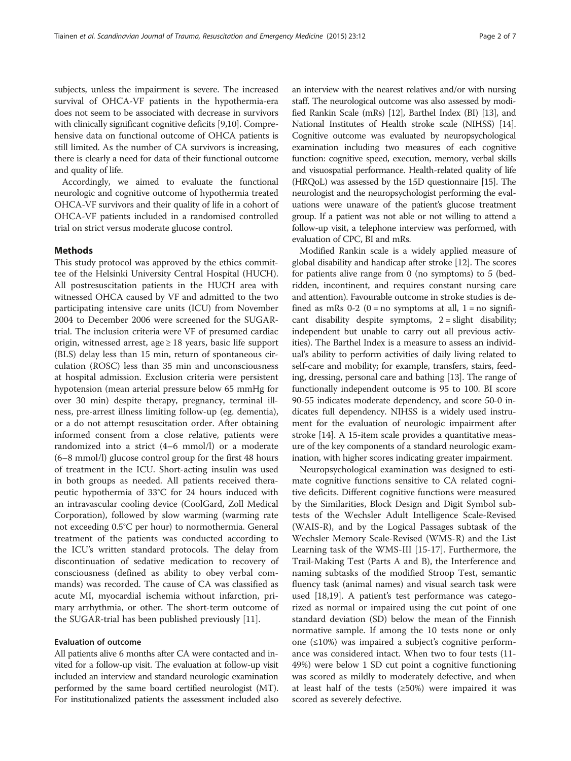subjects, unless the impairment is severe. The increased survival of OHCA-VF patients in the hypothermia-era does not seem to be associated with decrease in survivors with clinically significant cognitive deficits [9,10]. Comprehensive data on functional outcome of OHCA patients is still limited. As the number of CA survivors is increasing, there is clearly a need for data of their functional outcome and quality of life.

Accordingly, we aimed to evaluate the functional neurologic and cognitive outcome of hypothermia treated OHCA-VF survivors and their quality of life in a cohort of OHCA-VF patients included in a randomised controlled trial on strict versus moderate glucose control.

## Methods

This study protocol was approved by the ethics committee of the Helsinki University Central Hospital (HUCH). All postresuscitation patients in the HUCH area with witnessed OHCA caused by VF and admitted to the two participating intensive care units (ICU) from November 2004 to December 2006 were screened for the SUGAR-trial. The inclusion criteria were VF of presumed cardiac origin, witnessed arrest, age ≥ 18 years, basic life support (BLS) delay less than 15 min, return of spontaneous circulation (ROSC) less than 35 min and unconsciousness at hospital admission. Exclusion criteria were persistent hypotension (mean arterial pressure below 65 mmHg for over 30 min) despite therapy, pregnancy, terminal illness, pre-arrest illness limiting follow-up (eg. dementia), or a do not attempt resuscitation order. After obtaining informed consent from a close relative, patients were randomized into a strict (4–6 mmol/l) or a moderate (6–8 mmol/l) glucose control group for the first 48 hours of treatment in the ICU. Short-acting insulin was used in both groups as needed. All patients received therapeutic hypothermia of 33°C for 24 hours induced with an intravascular cooling device (CoolGard, Zoll Medical Corporation), followed by slow warming (warming rate not exceeding 0.5°C per hour) to normothermia. General treatment of the patients was conducted according to the ICU's written standard protocols. The delay from discontinuation of sedative medication to recovery of consciousness (defined as ability to obey verbal commands) was recorded. The cause of CA was classified as acute MI, myocardial ischemia without infarction, primary arrhythmia, or other. The short-term outcome of the SUGAR-trial has been published previously [11].

### Evaluation of outcome

All patients alive 6 months after CA were contacted and invited for a follow-up visit. The evaluation at follow-up visit included an interview and standard neurologic examination performed by the same board certified neurologist (MT). For institutionalized patients the assessment included also an interview with the nearest relatives and/or with nursing staff. The neurological outcome was also assessed by modified Rankin Scale (mRs) [12], Barthel Index (BI) [13], and National Institutes of Health stroke scale (NIHSS) [14]. Cognitive outcome was evaluated by neuropsychological examination including two measures of each cognitive function: cognitive speed, execution, memory, verbal skills and visuospatial performance. Health-related quality of life (HRQoL) was assessed by the 15D questionnaire [15]. The neurologist and the neuropsychologist performing the evaluations were unaware of the patient's glucose treatment group. If a patient was not able or not willing to attend a follow-up visit, a telephone interview was performed, with evaluation of CPC, BI and mRs.

Modified Rankin scale is a widely applied measure of global disability and handicap after stroke [12]. The scores for patients alive range from 0 (no symptoms) to 5 (bedridden, incontinent, and requires constant nursing care and attention). Favourable outcome in stroke studies is defined as mRs 0-2 (0 = no symptoms at all, 1 = no significant disability despite symptoms, 2 = slight disability; independent but unable to carry out all previous activities). The Barthel Index is a measure to assess an individual's ability to perform activities of daily living related to self-care and mobility; for example, transfers, stairs, feeding, dressing, personal care and bathing [13]. The range of functionally independent outcome is 95 to 100. BI score 90-55 indicates moderate dependency, and score 50-0 indicates full dependency. NIHSS is a widely used instrument for the evaluation of neurologic impairment after stroke [14]. A 15-item scale provides a quantitative measure of the key components of a standard neurologic examination, with higher scores indicating greater impairment.

Neuropsychological examination was designed to estimate cognitive functions sensitive to CA related cognitive deficits. Different cognitive functions were measured by the Similarities, Block Design and Digit Symbol subtests of the Wechsler Adult Intelligence Scale-Revised (WAIS-R), and by the Logical Passages subtask of the Wechsler Memory Scale-Revised (WMS-R) and the List Learning task of the WMS-III [15-17]. Furthermore, the Trail-Making Test (Parts A and B), the Interference and naming subtests of the modified Stroop Test, semantic fluency task (animal names) and visual search task were used [18,19]. A patient's test performance was categorized as normal or impaired using the cut point of one standard deviation (SD) below the mean of the Finnish normative sample. If among the 10 tests none or only one (≤10%) was impaired a subject's cognitive performance was considered intact. When two to four tests (11-49%) were below 1 SD cut point a cognitive functioning was scored as mildly to moderately defective, and when at least half of the tests (≥50%) were impaired it was scored as severely defective.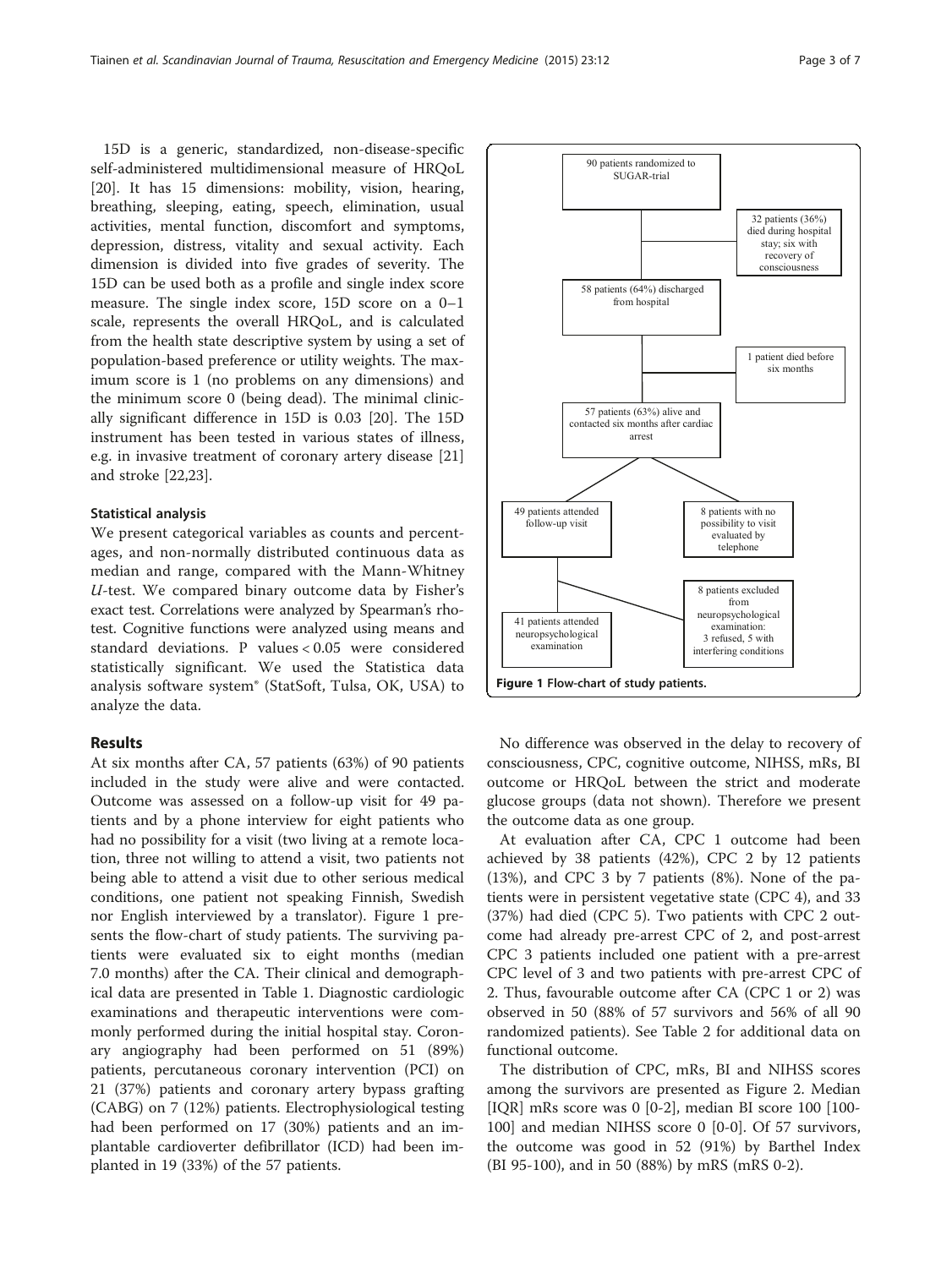15D is a generic, standardized, non-disease-specific self-administered multidimensional measure of HRQoL [20]. It has 15 dimensions: mobility, vision, hearing, breathing, sleeping, eating, speech, elimination, usual activities, mental function, discomfort and symptoms, depression, distress, vitality and sexual activity. Each dimension is divided into five grades of severity. The 15D can be used both as a profile and single index score measure. The single index score, 15D score on a 0–1 scale, represents the overall HRQoL, and is calculated from the health state descriptive system by using a set of population-based preference or utility weights. The maximum score is 1 (no problems on any dimensions) and the minimum score 0 (being dead). The minimal clinically significant difference in 15D is 0.03 [20]. The 15D instrument has been tested in various states of illness, e.g. in invasive treatment of coronary artery disease [21] and stroke [22,23].

### Statistical analysis

We present categorical variables as counts and percentages, and non-normally distributed continuous data as median and range, compared with the Mann-Whitney *U*-test. We compared binary outcome data by Fisher's exact test. Correlations were analyzed by Spearman's rho-test. Cognitive functions were analyzed using means and standard deviations. P values < 0.05 were considered statistically significant. We used the Statistica data analysis software system® (StatSoft, Tulsa, OK, USA) to analyze the data.

## Results

At six months after CA, 57 patients (63%) of 90 patients included in the study were alive and were contacted. Outcome was assessed on a follow-up visit for 49 patients and by a phone interview for eight patients who had no possibility for a visit (two living at a remote location, three not willing to attend a visit, two patients not being able to attend a visit due to other serious medical conditions, one patient not speaking Finnish, Swedish nor English interviewed by a translator). Figure 1 presents the flow-chart of study patients. The surviving patients were evaluated six to eight months (median 7.0 months) after the CA. Their clinical and demographical data are presented in Table 1. Diagnostic cardiologic examinations and therapeutic interventions were commonly performed during the initial hospital stay. Coronary angiography had been performed on 51 (89%) patients, percutaneous coronary intervention (PCI) on 21 (37%) patients and coronary artery bypass grafting (CABG) on 7 (12%) patients. Electrophysiological testing had been performed on 17 (30%) patients and an implantable cardioverter defibrillator (ICD) had been implanted in 19 (33%) of the 57 patients.

90 patients randomized to SUGAR-trial

32 patients (36%) died during hospital stay; six with recovery of consciousness

58 patients (64%) discharged from hospital

1 patient died before six months

57 patients (63%) alive and contacted six months after cardiac arrest

49 patients attended follow-up visit

8 patients with no possibility to visit evaluated by telephone

41 patients attended neuropsychological examination

8 patients excluded from neuropsychological examination: 3 refused, 5 with interfering conditions

**Figure 1 Flow-chart of study patients.**

No difference was observed in the delay to recovery of consciousness, CPC, cognitive outcome, NIHSS, mRs, BI outcome or HRQoL between the strict and moderate glucose groups (data not shown). Therefore we present the outcome data as one group.

At evaluation after CA, CPC 1 outcome had been achieved by 38 patients (42%), CPC 2 by 12 patients (13%), and CPC 3 by 7 patients (8%). None of the patients were in persistent vegetative state (CPC 4), and 33 (37%) had died (CPC 5). Two patients with CPC 2 outcome had already pre-arrest CPC of 2, and post-arrest CPC 3 patients included one patient with a pre-arrest CPC level of 3 and two patients with pre-arrest CPC of 2. Thus, favourable outcome after CA (CPC 1 or 2) was observed in 50 (88% of 57 survivors and 56% of all 90 randomized patients). See Table 2 for additional data on functional outcome.

The distribution of CPC, mRs, BI and NIHSS scores among the survivors are presented as Figure 2. Median [IQR] mRs score was 0 [0-2], median BI score 100 [100-100] and median NIHSS score 0 [0-0]. Of 57 survivors, the outcome was good in 52 (91%) by Barthel Index (BI 95-100), and in 50 (88%) by mRS (mRS 0-2).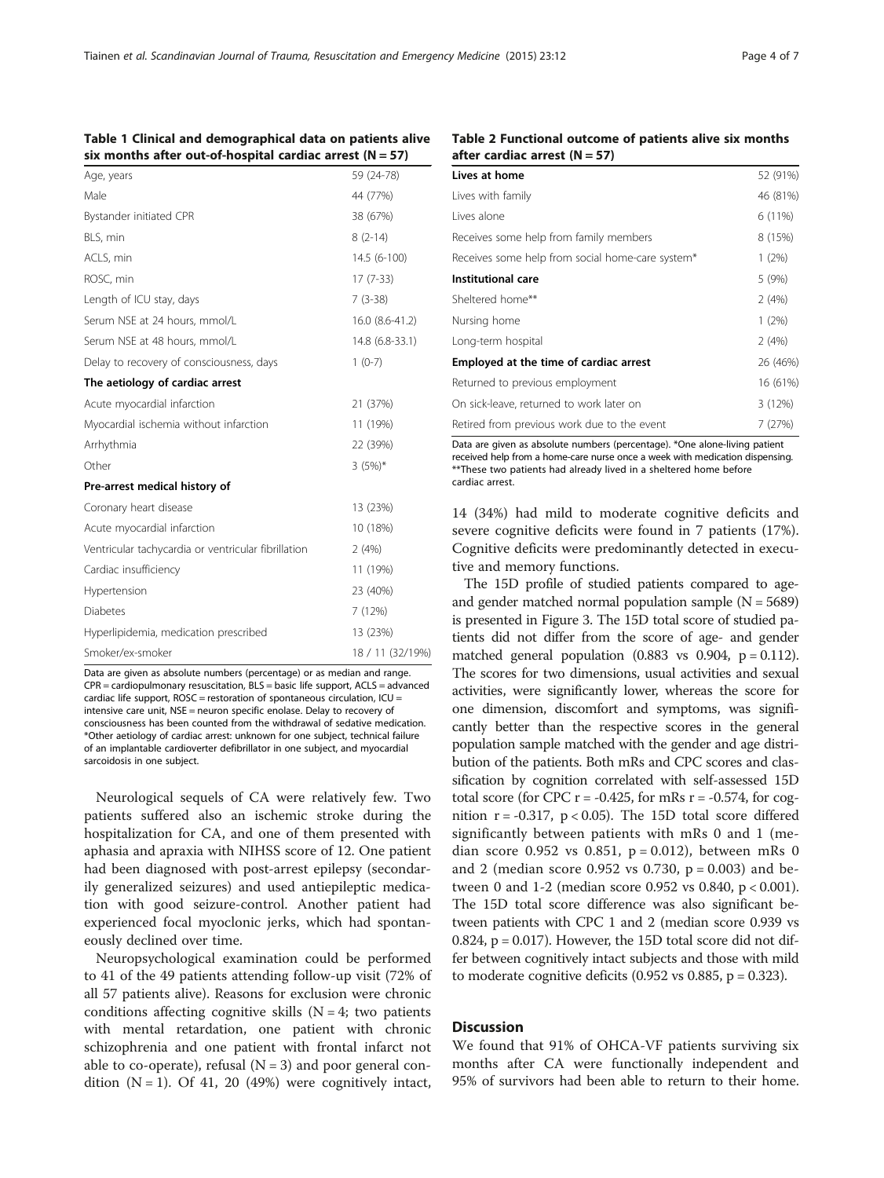**Table 1 Clinical and demographical data on patients alive six months after out-of-hospital cardiac arrest (N = 57)**

| | |
|---|---|
| Age, years | 59 (24-78) |
| Male | 44 (77%) |
| Bystander initiated CPR | 38 (67%) |
| BLS, min | 8 (2-14) |
| ACLS, min | 14.5 (6-100) |
| ROSC, min | 17 (7-33) |
| Length of ICU stay, days | 7 (3-38) |
| Serum NSE at 24 hours, mmol/L | 16.0 (8.6-41.2) |
| Serum NSE at 48 hours, mmol/L | 14.8 (6.8-33.1) |
| Delay to recovery of consciousness, days | 1 (0-7) |
| **The aetiology of cardiac arrest** | |
| Acute myocardial infarction | 21 (37%) |
| Myocardial ischemia without infarction | 11 (19%) |
| Arrhythmia | 22 (39%) |
| Other | 3 (5%)* |
| **Pre-arrest medical history of** | |
| Coronary heart disease | 13 (23%) |
| Acute myocardial infarction | 10 (18%) |
| Ventricular tachycardia or ventricular fibrillation | 2 (4%) |
| Cardiac insufficiency | 11 (19%) |
| Hypertension | 23 (40%) |
| Diabetes | 7 (12%) |
| Hyperlipidemia, medication prescribed | 13 (23%) |
| Smoker/ex-smoker | 18 / 11 (32/19%) |

Data are given as absolute numbers (percentage) or as median and range. CPR = cardiopulmonary resuscitation, BLS = basic life support, ACLS = advanced cardiac life support, ROSC = restoration of spontaneous circulation, ICU = intensive care unit, NSE = neuron specific enolase. Delay to recovery of consciousness has been counted from the withdrawal of sedative medication. *Other aetiology of cardiac arrest: unknown for one subject, technical failure of an implantable cardioverter defibrillator in one subject, and myocardial sarcoidosis in one subject.

**Table 2 Functional outcome of patients alive six months after cardiac arrest (N = 57)**

| | |
|---|---|
| **Lives at home** | 52 (91%) |
| Lives with family | 46 (81%) |
| Lives alone | 6 (11%) |
| Receives some help from family members | 8 (15%) |
| Receives some help from social home-care system* | 1 (2%) |
| **Institutional care** | 5 (9%) |
| Sheltered home** | 2 (4%) |
| Nursing home | 1 (2%) |
| Long-term hospital | 2 (4%) |
| **Employed at the time of cardiac arrest** | 26 (46%) |
| Returned to previous employment | 16 (61%) |
| On sick-leave, returned to work later on | 3 (12%) |
| Retired from previous work due to the event | 7 (27%) |

Data are given as absolute numbers (percentage). *One alone-living patient received help from a home-care nurse once a week with medication dispensing. **These two patients had already lived in a sheltered home before cardiac arrest.

Neurological sequels of CA were relatively few. Two patients suffered also an ischemic stroke during the hospitalization for CA, and one of them presented with aphasia and apraxia with NIHSS score of 12. One patient had been diagnosed with post-arrest epilepsy (secondarily generalized seizures) and used antiepileptic medication with good seizure-control. Another patient had experienced focal myoclonic jerks, which had spontaneously declined over time.

Neuropsychological examination could be performed to 41 of the 49 patients attending follow-up visit (72% of all 57 patients alive). Reasons for exclusion were chronic conditions affecting cognitive skills (N = 4; two patients with mental retardation, one patient with chronic schizophrenia and one patient with frontal infarct not able to co-operate), refusal (N = 3) and poor general condition (N = 1). Of 41, 20 (49%) were cognitively intact, 14 (34%) had mild to moderate cognitive deficits and severe cognitive deficits were found in 7 patients (17%). Cognitive deficits were predominantly detected in executive and memory functions.

The 15D profile of studied patients compared to age- and gender matched normal population sample (N = 5689) is presented in Figure 3. The 15D total score of studied patients did not differ from the score of age- and gender matched general population (0.883 vs 0.904, $p = 0.112$). The scores for two dimensions, usual activities and sexual activities, were significantly lower, whereas the score for one dimension, discomfort and symptoms, was significantly better than the respective scores in the general population sample matched with the gender and age distribution of the patients. Both mRs and CPC scores and classification by cognition correlated with self-assessed 15D total score (for CPC $r = -0.425$, for mRs $r = -0.574$, for cognition $r = -0.317$, $p < 0.05$). The 15D total score differed significantly between patients with mRs 0 and 1 (median score 0.952 vs 0.851, $p = 0.012$), between mRs 0 and 2 (median score 0.952 vs 0.730, $p = 0.003$) and between 0 and 1-2 (median score 0.952 vs 0.840, $p < 0.001$). The 15D total score difference was also significant between patients with CPC 1 and 2 (median score 0.939 vs 0.824, $p = 0.017$). However, the 15D total score did not differ between cognitively intact subjects and those with mild to moderate cognitive deficits (0.952 vs 0.885, $p = 0.323$).

## Discussion

We found that 91% of OHCA-VF patients surviving six months after CA were functionally independent and 95% of survivors had been able to return to their home.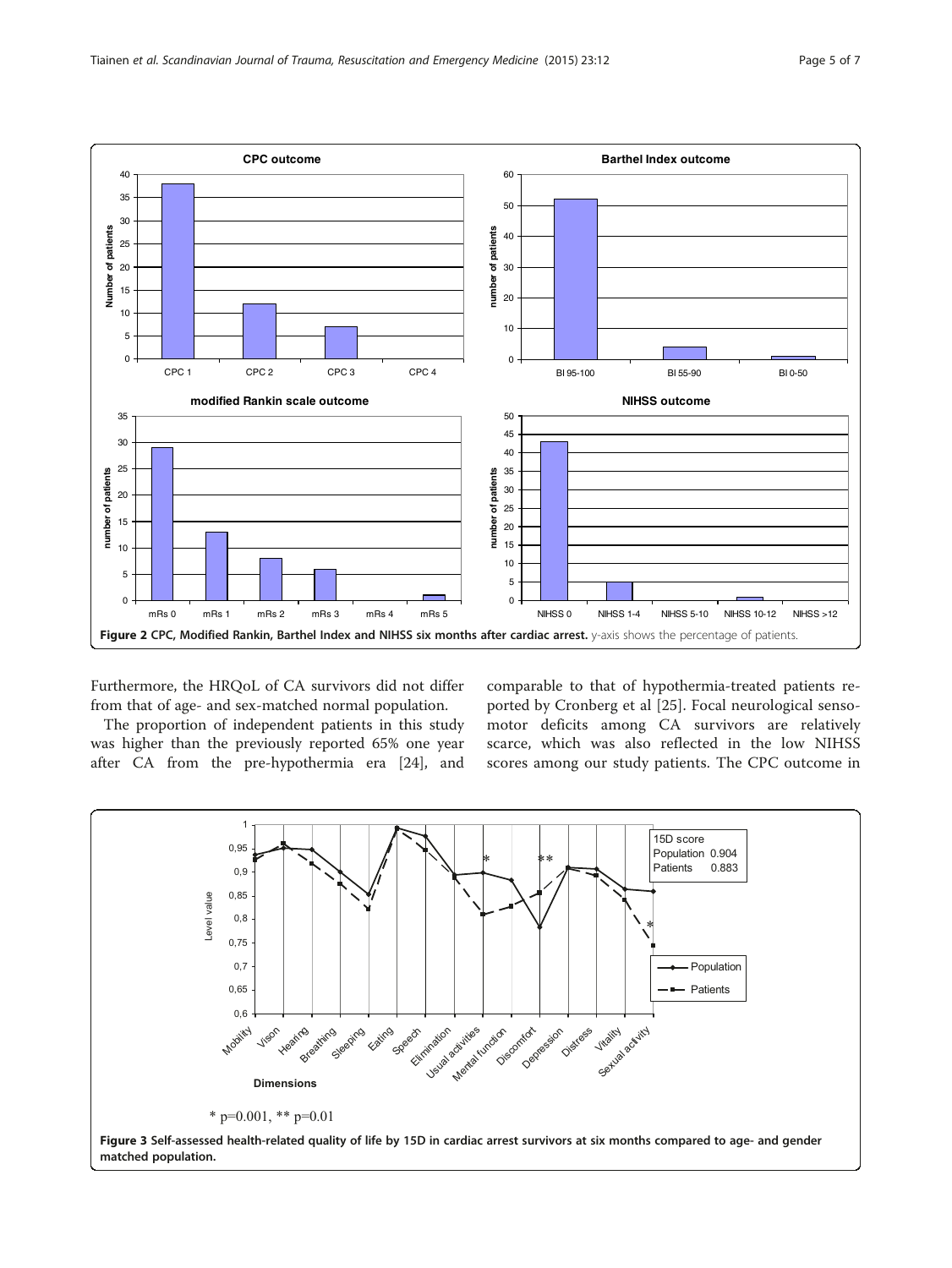**Figure 2 CPC, Modified Rankin, Barthel Index and NIHSS six months after cardiac arrest.** y-axis shows the percentage of patients.

Furthermore, the HRQoL of CA survivors did not differ from that of age- and sex-matched normal population.

The proportion of independent patients in this study was higher than the previously reported 65% one year after CA from the pre-hypothermia era [24], and comparable to that of hypothermia-treated patients reported by Cronberg et al [25]. Focal neurological sensomotor deficits among CA survivors are relatively scarce, which was also reflected in the low NIHSS scores among our study patients. The CPC outcome in

\* p=0.001, ** p=0.01

**Figure 3 Self-assessed health-related quality of life by 15D in cardiac arrest survivors at six months compared to age- and gender matched population.**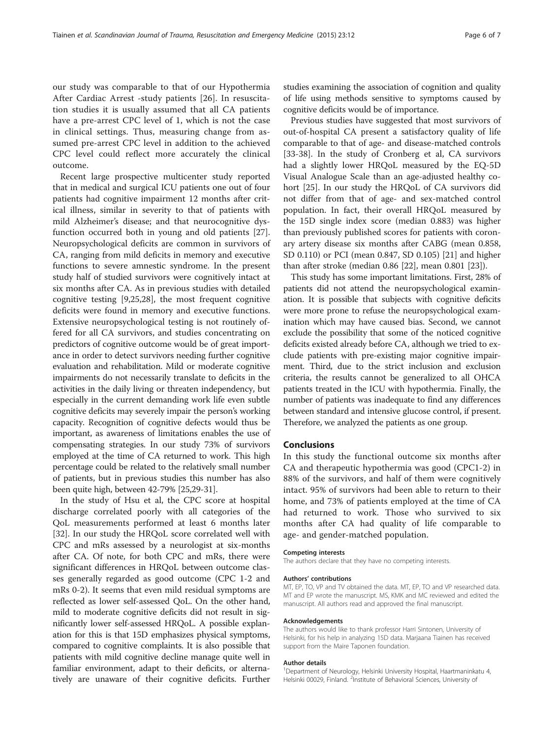our study was comparable to that of our Hypothermia After Cardiac Arrest -study patients [26]. In resuscitation studies it is usually assumed that all CA patients have a pre-arrest CPC level of 1, which is not the case in clinical settings. Thus, measuring change from assumed pre-arrest CPC level in addition to the achieved CPC level could reflect more accurately the clinical outcome.

Recent large prospective multicenter study reported that in medical and surgical ICU patients one out of four patients had cognitive impairment 12 months after critical illness, similar in severity to that of patients with mild Alzheimer's disease; and that neurocognitive dysfunction occurred both in young and old patients [27]. Neuropsychological deficits are common in survivors of CA, ranging from mild deficits in memory and executive functions to severe amnestic syndrome. In the present study half of studied survivors were cognitively intact at six months after CA. As in previous studies with detailed cognitive testing [9,25,28], the most frequent cognitive deficits were found in memory and executive functions. Extensive neuropsychological testing is not routinely offered for all CA survivors, and studies concentrating on predictors of cognitive outcome would be of great importance in order to detect survivors needing further cognitive evaluation and rehabilitation. Mild or moderate cognitive impairments do not necessarily translate to deficits in the activities in the daily living or threaten independency, but especially in the current demanding work life even subtle cognitive deficits may severely impair the person's working capacity. Recognition of cognitive defects would thus be important, as awareness of limitations enables the use of compensating strategies. In our study 73% of survivors employed at the time of CA returned to work. This high percentage could be related to the relatively small number of patients, but in previous studies this number has also been quite high, between 42-79% [25,29-31].

In the study of Hsu et al, the CPC score at hospital discharge correlated poorly with all categories of the QoL measurements performed at least 6 months later [32]. In our study the HRQoL score correlated well with CPC and mRs assessed by a neurologist at six-months after CA. Of note, for both CPC and mRs, there were significant differences in HRQoL between outcome classes generally regarded as good outcome (CPC 1-2 and mRs 0-2). It seems that even mild residual symptoms are reflected as lower self-assessed QoL. On the other hand, mild to moderate cognitive deficits did not result in significantly lower self-assessed HRQoL. A possible explanation for this is that 15D emphasizes physical symptoms, compared to cognitive complaints. It is also possible that patients with mild cognitive decline manage quite well in familiar environment, adapt to their deficits, or alternatively are unaware of their cognitive deficits. Further studies examining the association of cognition and quality of life using methods sensitive to symptoms caused by cognitive deficits would be of importance.

Previous studies have suggested that most survivors of out-of-hospital CA present a satisfactory quality of life comparable to that of age- and disease-matched controls [33-38]. In the study of Cronberg et al, CA survivors had a slightly lower HRQoL measured by the EQ-5D Visual Analogue Scale than an age-adjusted healthy cohort [25]. In our study the HRQoL of CA survivors did not differ from that of age- and sex-matched control population. In fact, their overall HRQoL measured by the 15D single index score (median 0.883) was higher than previously published scores for patients with coronary artery disease six months after CABG (mean 0.858, SD 0.110) or PCI (mean 0.847, SD 0.105) [21] and higher than after stroke (median 0.86 [22], mean 0.801 [23]).

This study has some important limitations. First, 28% of patients did not attend the neuropsychological examination. It is possible that subjects with cognitive deficits were more prone to refuse the neuropsychological examination which may have caused bias. Second, we cannot exclude the possibility that some of the noticed cognitive deficits existed already before CA, although we tried to exclude patients with pre-existing major cognitive impairment. Third, due to the strict inclusion and exclusion criteria, the results cannot be generalized to all OHCA patients treated in the ICU with hypothermia. Finally, the number of patients was inadequate to find any differences between standard and intensive glucose control, if present. Therefore, we analyzed the patients as one group.

## Conclusions

In this study the functional outcome six months after CA and therapeutic hypothermia was good (CPC1-2) in 88% of the survivors, and half of them were cognitively intact. 95% of survivors had been able to return to their home, and 73% of patients employed at the time of CA had returned to work. Those who survived to six months after CA had quality of life comparable to age- and gender-matched population.

#### Competing interests

The authors declare that they have no competing interests.

#### Authors' contributions

MT, EP, TO, VP and TV obtained the data. MT, EP, TO and VP researched data. MT and EP wrote the manuscript. MS, KMK and MC reviewed and edited the manuscript. All authors read and approved the final manuscript.

#### Acknowledgements

The authors would like to thank professor Harri Sintonen, University of Helsinki, for his help in analyzing 15D data. Marjaana Tiainen has received support from the Maire Taponen foundation.

#### Author details

[1]Department of Neurology, Helsinki University Hospital, Haartmaninkatu 4, Helsinki 00029, Finland. [2]Institute of Behavioral Sciences, University of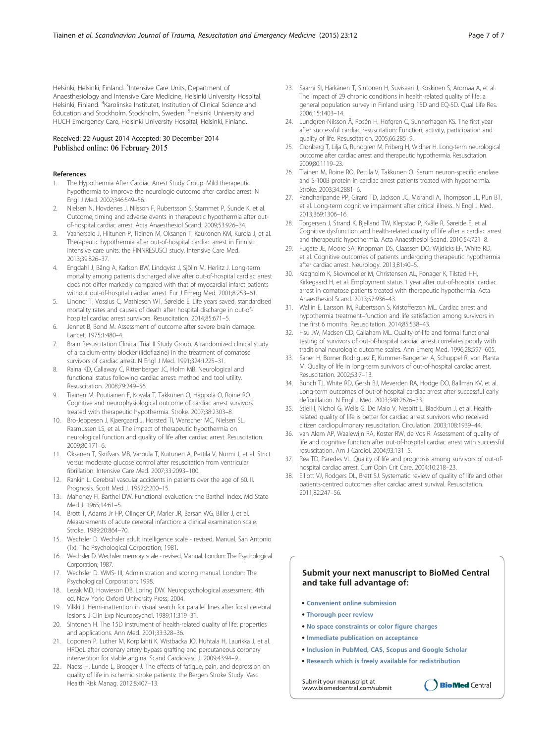Helsinki, Helsinki, Finland. [3]Intensive Care Units, Department of Anaesthesiology and Intensive Care Medicine, Helsinki University Hospital, Helsinki, Finland. [4]Karolinska Institutet, Institution of Clinical Science and Education and Stockholm, Stockholm, Sweden. [5]Helsinki University and HUCH Emergency Care, Helsinki University Hospital, Helsinki, Finland.

Received: 22 August 2014 Accepted: 30 December 2014
Published online: 06 February 2015

## References

1. The Hypothermia After Cardiac Arrest Study Group. Mild therapeutic hypothermia to improve the neurologic outcome after cardiac arrest. N Engl J Med. 2002;346:549–56.
2. Nielsen N, Hovdenes J, Nilsson F, Rubertsson S, Stammet P, Sunde K, et al. Outcome, timing and adverse events in therapeutic hypothermia after out-of-hospital cardiac arrest. Acta Anaesthesiol Scand. 2009;53:926–34.
3. Vaahersalo J, Hiltunen P, Tiainen M, Oksanen T, Kaukonen KM, Kurola J, et al. Therapeutic hypothermia after out-of-hospital cardiac arrest in Finnish intensive care units: the FINNRESUSCI study. Intensive Care Med. 2013;39:826–37.
4. Engdahl J, Bång A, Karlson BW, Lindqvist J, Sjölin M, Herlitz J. Long-term mortality among patients discharged alive after out-of-hospital cardiac arrest does not differ markedly compared with that of myocardial infarct patients without out-of-hospital cardiac arrest. Eur J Emerg Med. 2001;8:253–61.
5. Lindner T, Vossius C, Mathiesen WT, Søreide E. Life years saved, standardised mortality rates and causes of death after hospital discharge in out-of-hospital cardiac arrest survivors. Resuscitation. 2014;85:671–5.
6. Jennet B, Bond M. Assessment of outcome after severe brain damage. Lancet. 1975;1:480–4.
7. Brain Resuscitation Clinical Trial II Study Group. A randomized clinical study of a calcium-entry blocker (lidoflazine) in the treatment of comatose survivors of cardiac arrest. N Engl J Med. 1991;324:1225–31.
8. Raina KD, Callaway C, Rittenberger JC, Holm MB. Neurological and functional status following cardiac arrest: method and tool utility. Resuscitation. 2008;79:249–56.
9. Tiainen M, Poutiainen E, Kovala T, Takkunen O, Häppölä O, Roine RO. Cognitive and neurophysiological outcome of cardiac arrest survivors treated with therapeutic hypothermia. Stroke. 2007;38:2303–8.
10. Bro-Jeppesen J, Kjaergaard J, Horsted TI, Wanscher MC, Nielsen SL, Rasmussen LS, et al. The impact of therapeutic hypothermia on neurological function and quality of life after cardiac arrest. Resuscitation. 2009;80:171–6.
11. Oksanen T, Skrifvars MB, Varpula T, Kuitunen A, Pettilä V, Nurmi J, et al. Strict versus moderate glucose control after resuscitation from ventricular fibrillation. Intensive Care Med. 2007;33:2093–100.
12. Rankin L. Cerebral vascular accidents in patients over the age of 60. II. Prognosis. Scott Med J. 1957;2:200–15.
13. Mahoney FI, Barthel DW. Functional evaluation: the Barthel Index. Md State Med J. 1965;14:61–5.
14. Brott T, Adams Jr HP, Olinger CP, Marler JR, Barsan WG, Biller J, et al. Measurements of acute cerebral infarction: a clinical examination scale. Stroke. 1989;20:864–70.
15. Wechsler D. Wechsler adult intelligence scale - revised, Manual. San Antonio (Tx): The Psychological Corporation; 1981.
16. Wechsler D. Wechsler memory scale - revised, Manual. London: The Psychological Corporation; 1987.
17. Wechsler D. WMS- III, Administration and scoring manual. London: The Psychological Corporation; 1998.
18. Lezak MD, Howieson DB, Loring DW. Neuropsychological assessment. 4th ed. New York: Oxford University Press; 2004.
19. Vilkki J. Hemi-inattention in visual search for parallel lines after focal cerebral lesions. J Clin Exp Neuropsychol. 1989;11:319–31.
20. Sintonen H. The 15D instrument of health-related quality of life: properties and applications. Ann Med. 2001;33:328–36.
21. Loponen P, Luther M, Korpilahti K, Wistbacka JO, Huhtala H, Laurikka J, et al. HRQoL after coronary artery bypass grafting and percutaneous coronary intervention for stable angina. Scand Cardiovasc J. 2009;43:94–9.
22. Naess H, Lunde L, Brogger J. The effects of fatigue, pain, and depression on quality of life in ischemic stroke patients: the Bergen Stroke Study. Vasc Health Risk Manag. 2012;8:407–13.
23. Saarni SI, Härkänen T, Sintonen H, Suvisaari J, Koskinen S, Aromaa A, et al. The impact of 29 chronic conditions in health-related quality of life: a general population survey in Finland using 15D and EQ-5D. Qual Life Res. 2006;15:1403–14.
24. Lundgren-Nilsson Å, Rosén H, Hofgren C, Sunnerhagen KS. The first year after successful cardiac resuscitation: Function, activity, participation and quality of life. Resuscitation. 2005;66:285–9.
25. Cronberg T, Lilja G, Rundgren M, Friberg H, Widner H. Long-term neurological outcome after cardiac arrest and therapeutic hypothermia. Resuscitation. 2009;80:1119–23.
26. Tiainen M, Roine RO, Pettilä V, Takkunen O. Serum neuron-specific enolase and S-100B protein in cardiac arrest patients treated with hypothermia. Stroke. 2003;34:2881–6.
27. Pandharipande PP, Girard TD, Jackson JC, Morandi A, Thompson JL, Pun BT, et al. Long-term cognitive impairment after critical illness. N Engl J Med. 2013;369:1306–16.
28. Torgersen J, Strand K, Bjelland TW, Klepstad P, Kvåle R, Søreide E, et al. Cognitive dysfunction and health-related quality of life after a cardiac arrest and therapeutic hypothermia. Acta Anaesthesiol Scand. 2010;54:721–8.
29. Fugate JE, Moore SA, Knopman DS, Claassen DO, Wijdicks EF, White RD, et al. Cognitive outcomes of patients undergoing therapeutic hypothermia after cardiac arrest. Neurology. 2013;81:40–5.
30. Kragholm K, Skovmoeller M, Christensen AL, Fonager K, Tilsted HH, Kirkegaard H, et al. Employment status 1 year after out-of-hospital cardiac arrest in comatose patients treated with therapeutic hypothermia. Acta Anaesthesiol Scand. 2013;57:936–43.
31. Wallin E, Larsson IM, Rubertsson S, Kristofferzon ML. Cardiac arrest and hypothermia treatment–function and life satisfaction among survivors in the first 6 months. Resuscitation. 2014;85:538–43.
32. Hsu JW, Madsen CD, Callaham ML. Quality-of-life and formal functional testing of survivors of out-of-hospital cardiac arrest correlates poorly with traditional neurologic outcome scales. Ann Emerg Med. 1996;28:597–605.
33. Saner H, Borner Rodriguez E, Kummer-Bangerter A, Schuppel R, von Planta M. Quality of life in long-term survivors of out-of-hospital cardiac arrest. Resuscitation. 2002;53:7–13.
34. Bunch TJ, White RD, Gersh BJ, Meverden RA, Hodge DO, Ballman KV, et al. Long-term outcomes of out-of-hospital cardiac arrest after successful early defibrillation. N Engl J Med. 2003;348:2626–33.
35. Stiell I, Nichol G, Wells G, De Maio V, Nesbitt L, Blackburn J, et al. Health-related quality of life is better for cardiac arrest survivors who received citizen cardiopulmonary resuscitation. Circulation. 2003;108:1939–44.
36. van Alem AP, Waalewijn RA, Koster RW, de Vos R. Assessment of quality of life and cognitive function after out-of-hospital cardiac arrest with successful resuscitation. Am J Cardiol. 2004;93:131–5.
37. Rea TD, Paredes VL. Quality of life and prognosis among survivors of out-of-hospital cardiac arrest. Curr Opin Crit Care. 2004;10:218–23.
38. Elliott VJ, Rodgers DL, Brett SJ. Systematic review of quality of life and other patients-centred outcomes after cardiac arrest survival. Resuscitation. 2011;82:247–56.

**Submit your next manuscript to BioMed Central and take full advantage of:**

- Convenient online submission
- Thorough peer review
- No space constraints or color figure charges
- Immediate publication on acceptance
- Inclusion in PubMed, CAS, Scopus and Google Scholar
- Research which is freely available for redistribution

Submit your manuscript at
www.biomedcentral.com/submit

BioMed Central